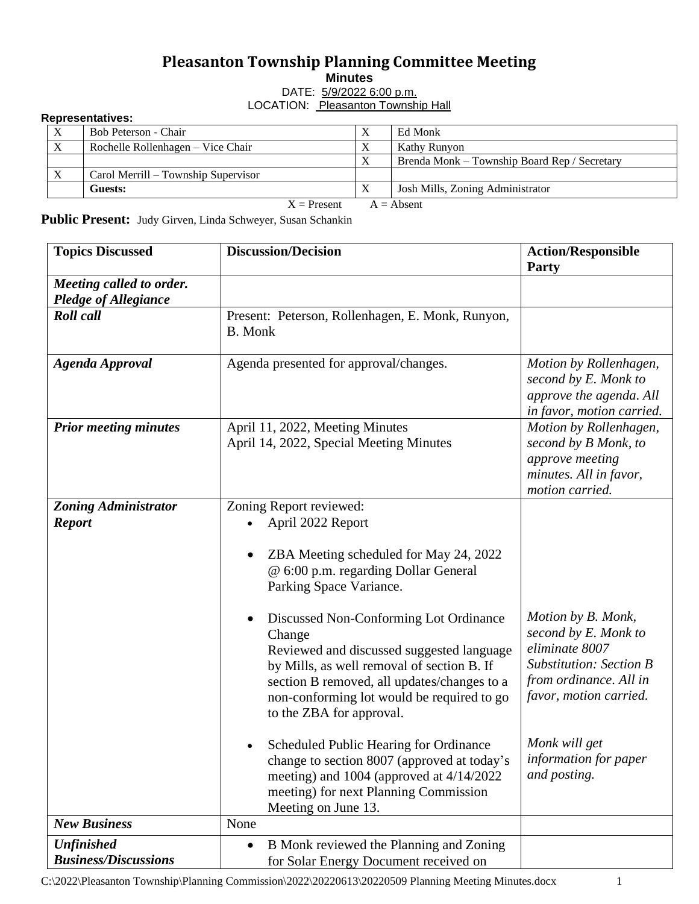# Pleasanton Township Planning Committee Meeting

**Minutes**

DATE: 5/9/2022 6:00 p.m.

LOCATION: Pleasanton Township Hall

**Representatives:**

| | | | |
|---|---|---|---|
| X | Bob Peterson - Chair | X | Ed Monk |
| X | Rochelle Rollenhagen – Vice Chair | X | Kathy Runyon |
| | | X | Brenda Monk – Township Board Rep / Secretary |
| X | Carol Merrill – Township Supervisor | | |
| | **Guests:** | X | Josh Mills, Zoning Administrator |

X = Present A = Absent

**Public Present:** Judy Girven, Linda Schweyer, Susan Schankin

| Topics Discussed | Discussion/Decision | Action/Responsible Party |
|---|---|---|
| ***Meeting called to order. Pledge of Allegiance*** | | |
| ***Roll call*** | Present: Peterson, Rollenhagen, E. Monk, Runyon, B. Monk | |
| ***Agenda Approval*** | Agenda presented for approval/changes. | *Motion by Rollenhagen, second by E. Monk to approve the agenda. All in favor, motion carried.* |
| ***Prior meeting minutes*** | April 11, 2022, Meeting Minutes<br>April 14, 2022, Special Meeting Minutes | *Motion by Rollenhagen, second by B Monk, to approve meeting minutes. All in favor, motion carried.* |
| ***Zoning Administrator Report*** | Zoning Report reviewed:<br>• April 2022 Report<br>• ZBA Meeting scheduled for May 24, 2022 @ 6:00 p.m. regarding Dollar General Parking Space Variance.<br>• Discussed Non-Conforming Lot Ordinance Change<br>Reviewed and discussed suggested language by Mills, as well removal of section B. If section B removed, all updates/changes to a non-conforming lot would be required to go to the ZBA for approval.<br>• Scheduled Public Hearing for Ordinance change to section 8007 (approved at today's meeting) and 1004 (approved at 4/14/2022 meeting) for next Planning Commission Meeting on June 13. | *Motion by B. Monk, second by E. Monk to eliminate 8007 Substitution: Section B from ordinance. All in favor, motion carried.*<br><br>*Monk will get information for paper and posting.* |
| ***New Business*** | None | |
| ***Unfinished Business/Discussions*** | • B Monk reviewed the Planning and Zoning for Solar Energy Document received on | |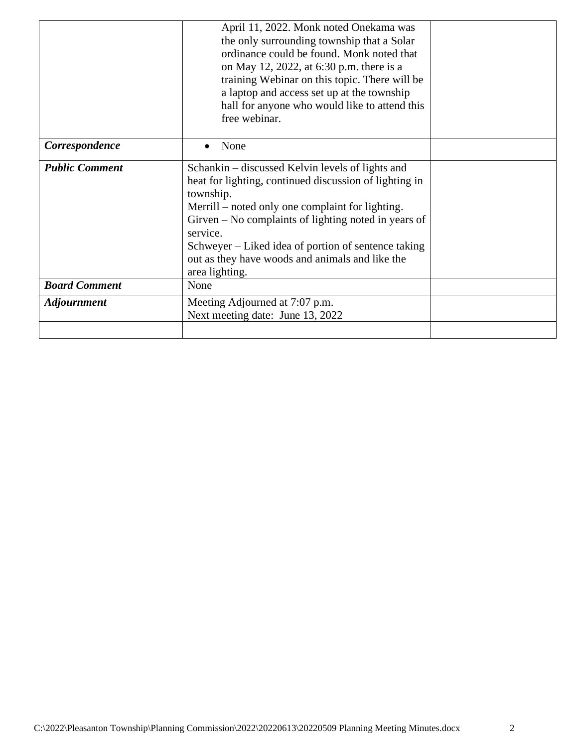| | | |
|---|---|---|
| | April 11, 2022. Monk noted Onekama was the only surrounding township that a Solar ordinance could be found. Monk noted that on May 12, 2022, at 6:30 p.m. there is a training Webinar on this topic. There will be a laptop and access set up at the township hall for anyone who would like to attend this free webinar. | |
| ***Correspondence*** | • None | |
| ***Public Comment*** | Schankin – discussed Kelvin levels of lights and heat for lighting, continued discussion of lighting in township.<br>Merrill – noted only one complaint for lighting.<br>Girven – No complaints of lighting noted in years of service.<br>Schweyer – Liked idea of portion of sentence taking out as they have woods and animals and like the area lighting. | |
| ***Board Comment*** | None | |
| ***Adjournment*** | Meeting Adjourned at 7:07 p.m.<br>Next meeting date: June 13, 2022 | |
| | | |

C:\2022\Pleasanton Township\Planning Commission\2022\20220613\20220509 Planning Meeting Minutes.docx